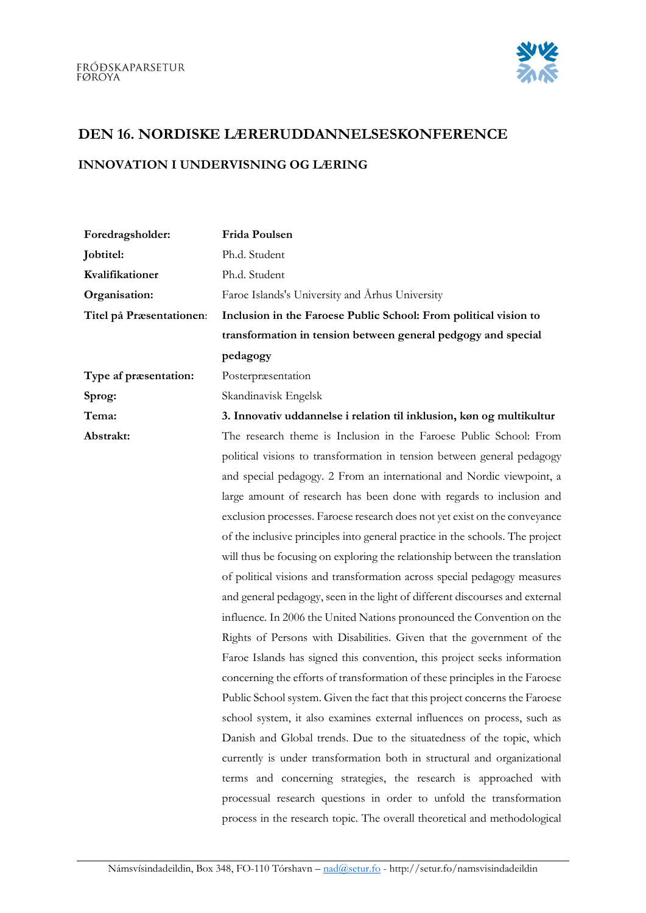FRÓÐSKAPARSETUR FØROYA

# DEN 16. NORDISKE LÆRERUDDANNELSESKONFERENCE

## INNOVATION I UNDERVISNING OG LÆRING

| | |
|---|---|
| **Foredragsholder:** | **Frida Poulsen** |
| **Jobtitel:** | Ph.d. Student |
| **Kvalifikationer** | Ph.d. Student |
| **Organisation:** | Faroe Islands's University and Århus University |
| **Titel på Præsentationen:** | **Inclusion in the Faroese Public School: From political vision to transformation in tension between general pedgogy and special pedagogy** |
| **Type af præsentation:** | Posterpræsentation |
| **Sprog:** | Skandinavisk Engelsk |
| **Tema:** | **3. Innovativ uddannelse i relation til inklusion, køn og multikultur** |
| **Abstrakt:** | The research theme is Inclusion in the Faroese Public School: From political visions to transformation in tension between general pedagogy and special pedagogy. 2 From an international and Nordic viewpoint, a large amount of research has been done with regards to inclusion and exclusion processes. Faroese research does not yet exist on the conveyance of the inclusive principles into general practice in the schools. The project will thus be focusing on exploring the relationship between the translation of political visions and transformation across special pedagogy measures and general pedagogy, seen in the light of different discourses and external influence. In 2006 the United Nations pronounced the Convention on the Rights of Persons with Disabilities. Given that the government of the Faroe Islands has signed this convention, this project seeks information concerning the efforts of transformation of these principles in the Faroese Public School system. Given the fact that this project concerns the Faroese school system, it also examines external influences on process, such as Danish and Global trends. Due to the situatedness of the topic, which currently is under transformation both in structural and organizational terms and concerning strategies, the research is approached with processual research questions in order to unfold the transformation process in the research topic. The overall theoretical and methodological |

Námsvísindadeildin, Box 348, FO-110 Tórshavn – nad@setur.fo - http://setur.fo/namsvisindadeildin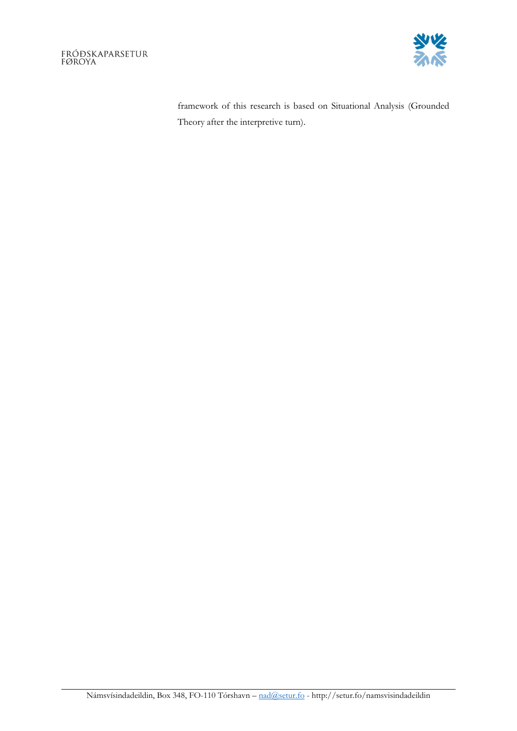framework of this research is based on Situational Analysis (Grounded Theory after the interpretive turn).